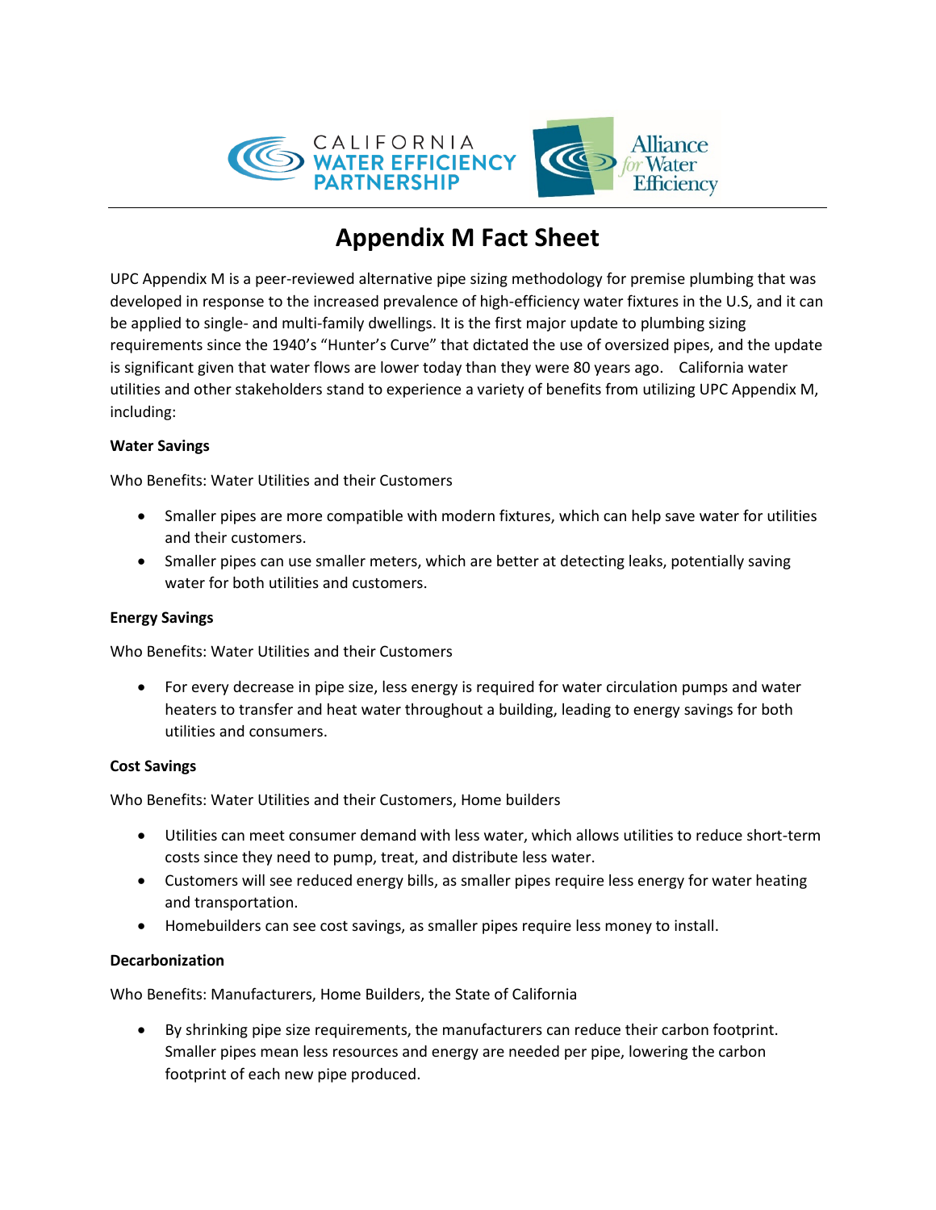CALIFORNIA WATER EFFICIENCY PARTNERSHIP

Alliance for Water Efficiency

# Appendix M Fact Sheet

UPC Appendix M is a peer-reviewed alternative pipe sizing methodology for premise plumbing that was developed in response to the increased prevalence of high-efficiency water fixtures in the U.S, and it can be applied to single- and multi-family dwellings. It is the first major update to plumbing sizing requirements since the 1940's "Hunter's Curve" that dictated the use of oversized pipes, and the update is significant given that water flows are lower today than they were 80 years ago. California water utilities and other stakeholders stand to experience a variety of benefits from utilizing UPC Appendix M, including:

**Water Savings**

Who Benefits: Water Utilities and their Customers

- Smaller pipes are more compatible with modern fixtures, which can help save water for utilities and their customers.
- Smaller pipes can use smaller meters, which are better at detecting leaks, potentially saving water for both utilities and customers.

**Energy Savings**

Who Benefits: Water Utilities and their Customers

- For every decrease in pipe size, less energy is required for water circulation pumps and water heaters to transfer and heat water throughout a building, leading to energy savings for both utilities and consumers.

**Cost Savings**

Who Benefits: Water Utilities and their Customers, Home builders

- Utilities can meet consumer demand with less water, which allows utilities to reduce short-term costs since they need to pump, treat, and distribute less water.
- Customers will see reduced energy bills, as smaller pipes require less energy for water heating and transportation.
- Homebuilders can see cost savings, as smaller pipes require less money to install.

**Decarbonization**

Who Benefits: Manufacturers, Home Builders, the State of California

- By shrinking pipe size requirements, the manufacturers can reduce their carbon footprint. Smaller pipes mean less resources and energy are needed per pipe, lowering the carbon footprint of each new pipe produced.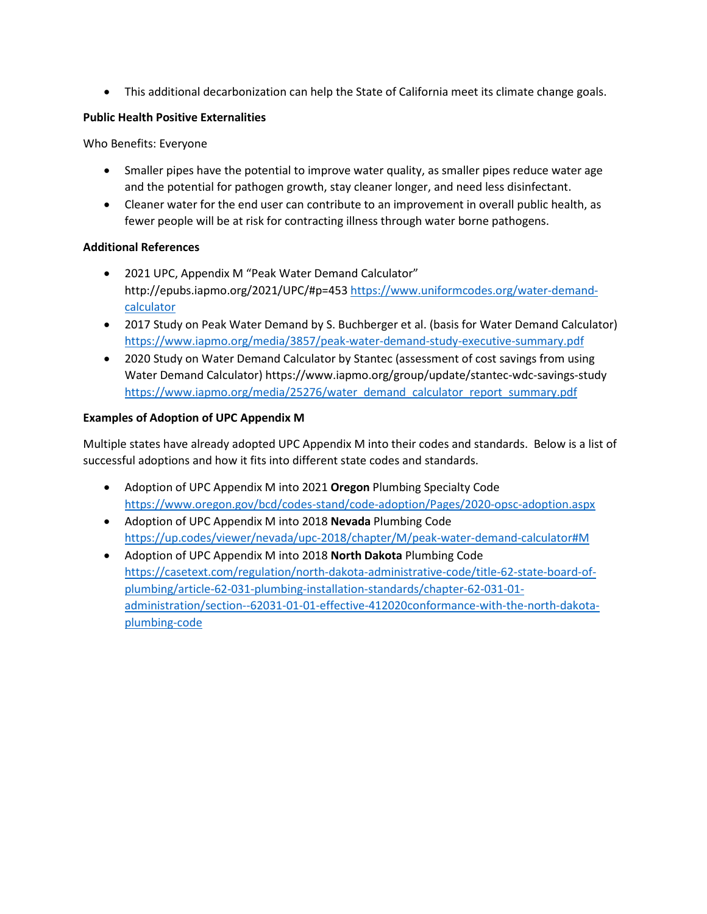- This additional decarbonization can help the State of California meet its climate change goals.

**Public Health Positive Externalities**

Who Benefits: Everyone

- Smaller pipes have the potential to improve water quality, as smaller pipes reduce water age and the potential for pathogen growth, stay cleaner longer, and need less disinfectant.
- Cleaner water for the end user can contribute to an improvement in overall public health, as fewer people will be at risk for contracting illness through water borne pathogens.

**Additional References**

- 2021 UPC, Appendix M "Peak Water Demand Calculator" http://epubs.iapmo.org/2021/UPC/#p=453 https://www.uniformcodes.org/water-demand-calculator
- 2017 Study on Peak Water Demand by S. Buchberger et al. (basis for Water Demand Calculator) https://www.iapmo.org/media/3857/peak-water-demand-study-executive-summary.pdf
- 2020 Study on Water Demand Calculator by Stantec (assessment of cost savings from using Water Demand Calculator) https://www.iapmo.org/group/update/stantec-wdc-savings-study https://www.iapmo.org/media/25276/water_demand_calculator_report_summary.pdf

**Examples of Adoption of UPC Appendix M**

Multiple states have already adopted UPC Appendix M into their codes and standards. Below is a list of successful adoptions and how it fits into different state codes and standards.

- Adoption of UPC Appendix M into 2021 **Oregon** Plumbing Specialty Code https://www.oregon.gov/bcd/codes-stand/code-adoption/Pages/2020-opsc-adoption.aspx
- Adoption of UPC Appendix M into 2018 **Nevada** Plumbing Code https://up.codes/viewer/nevada/upc-2018/chapter/M/peak-water-demand-calculator#M
- Adoption of UPC Appendix M into 2018 **North Dakota** Plumbing Code https://casetext.com/regulation/north-dakota-administrative-code/title-62-state-board-of-plumbing/article-62-031-plumbing-installation-standards/chapter-62-031-01-administration/section--62031-01-01-effective-412020conformance-with-the-north-dakota-plumbing-code